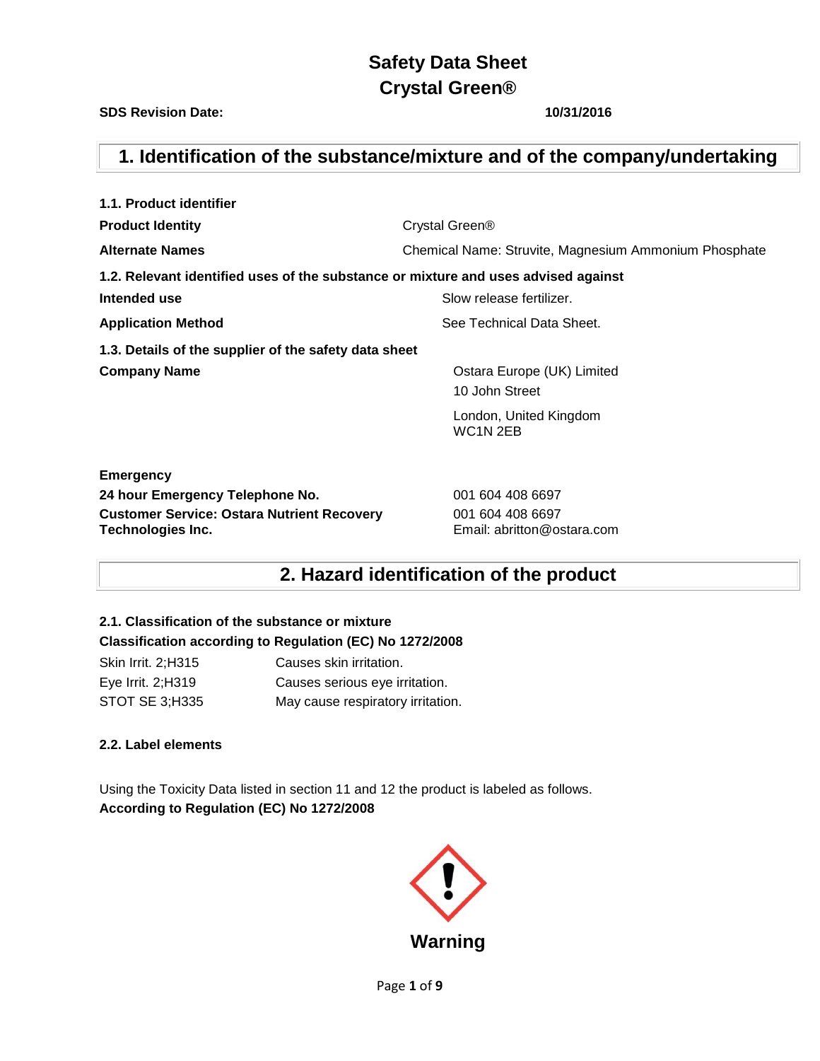# Safety Data Sheet
# Crystal Green®

**SDS Revision Date:** **10/31/2016**

## 1. Identification of the substance/mixture and of the company/undertaking

### 1.1. Product identifier

| | |
|---|---|
| **Product Identity** | Crystal Green® |
| **Alternate Names** | Chemical Name: Struvite, Magnesium Ammonium Phosphate |

### 1.2. Relevant identified uses of the substance or mixture and uses advised against

| | |
|---|---|
| **Intended use** | Slow release fertilizer. |
| **Application Method** | See Technical Data Sheet. |

### 1.3. Details of the supplier of the safety data sheet

**Company Name**

Ostara Europe (UK) Limited
10 John Street
London, United Kingdom
WC1N 2EB

**Emergency**

| | |
|---|---|
| **24 hour Emergency Telephone No.** | 001 604 408 6697 |
| **Customer Service: Ostara Nutrient Recovery Technologies Inc.** | 001 604 408 6697<br>Email: abritton@ostara.com |

## 2. Hazard identification of the product

### 2.1. Classification of the substance or mixture

**Classification according to Regulation (EC) No 1272/2008**

| | |
|---|---|
| Skin Irrit. 2;H315 | Causes skin irritation. |
| Eye Irrit. 2;H319 | Causes serious eye irritation. |
| STOT SE 3;H335 | May cause respiratory irritation. |

### 2.2. Label elements

Using the Toxicity Data listed in section 11 and 12 the product is labeled as follows.

**According to Regulation (EC) No 1272/2008**

**Warning**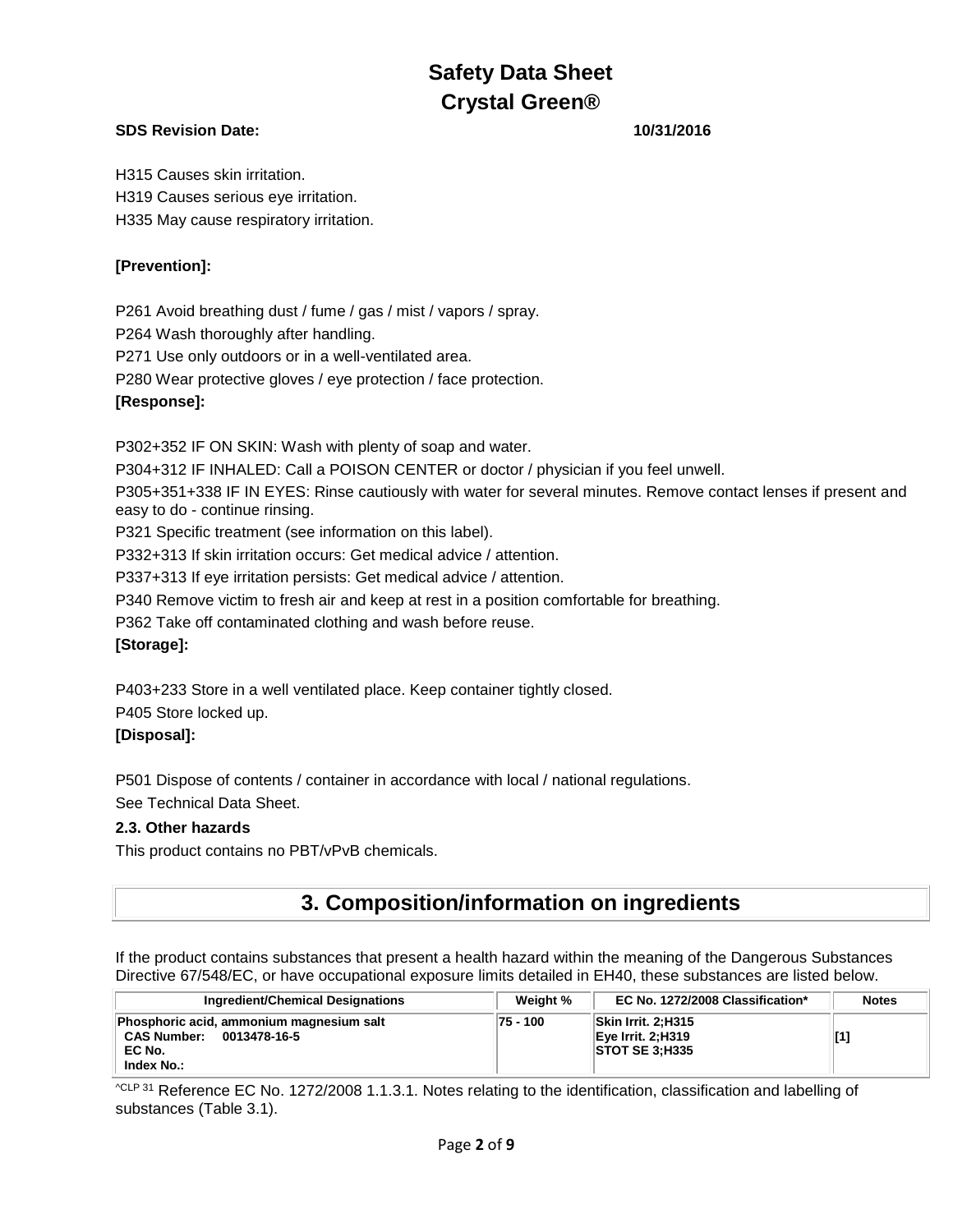H315 Causes skin irritation.

H319 Causes serious eye irritation.

H335 May cause respiratory irritation.

**[Prevention]:**

P261 Avoid breathing dust / fume / gas / mist / vapors / spray.

P264 Wash thoroughly after handling.

P271 Use only outdoors or in a well-ventilated area.

P280 Wear protective gloves / eye protection / face protection.

**[Response]:**

P302+352 IF ON SKIN: Wash with plenty of soap and water.

P304+312 IF INHALED: Call a POISON CENTER or doctor / physician if you feel unwell.

P305+351+338 IF IN EYES: Rinse cautiously with water for several minutes. Remove contact lenses if present and easy to do - continue rinsing.

P321 Specific treatment (see information on this label).

P332+313 If skin irritation occurs: Get medical advice / attention.

P337+313 If eye irritation persists: Get medical advice / attention.

P340 Remove victim to fresh air and keep at rest in a position comfortable for breathing.

P362 Take off contaminated clothing and wash before reuse.

**[Storage]:**

P403+233 Store in a well ventilated place. Keep container tightly closed.

P405 Store locked up.

**[Disposal]:**

P501 Dispose of contents / container in accordance with local / national regulations.

See Technical Data Sheet.

### 2.3. Other hazards

This product contains no PBT/vPvB chemicals.

## 3. Composition/information on ingredients

If the product contains substances that present a health hazard within the meaning of the Dangerous Substances Directive 67/548/EC, or have occupational exposure limits detailed in EH40, these substances are listed below.

| Ingredient/Chemical Designations | Weight % | EC No. 1272/2008 Classification* | Notes |
|---|---|---|---|
| **Phosphoric acid, ammonium magnesium salt**<br>**CAS Number: 0013478-16-5**<br>**EC No.**<br>**Index No.:** | 75 - 100 | Skin Irrit. 2;H315<br>Eye Irrit. 2;H319<br>STOT SE 3;H335 | [1] |

^CLP 31 Reference EC No. 1272/2008 1.1.3.1. Notes relating to the identification, classification and labelling of substances (Table 3.1).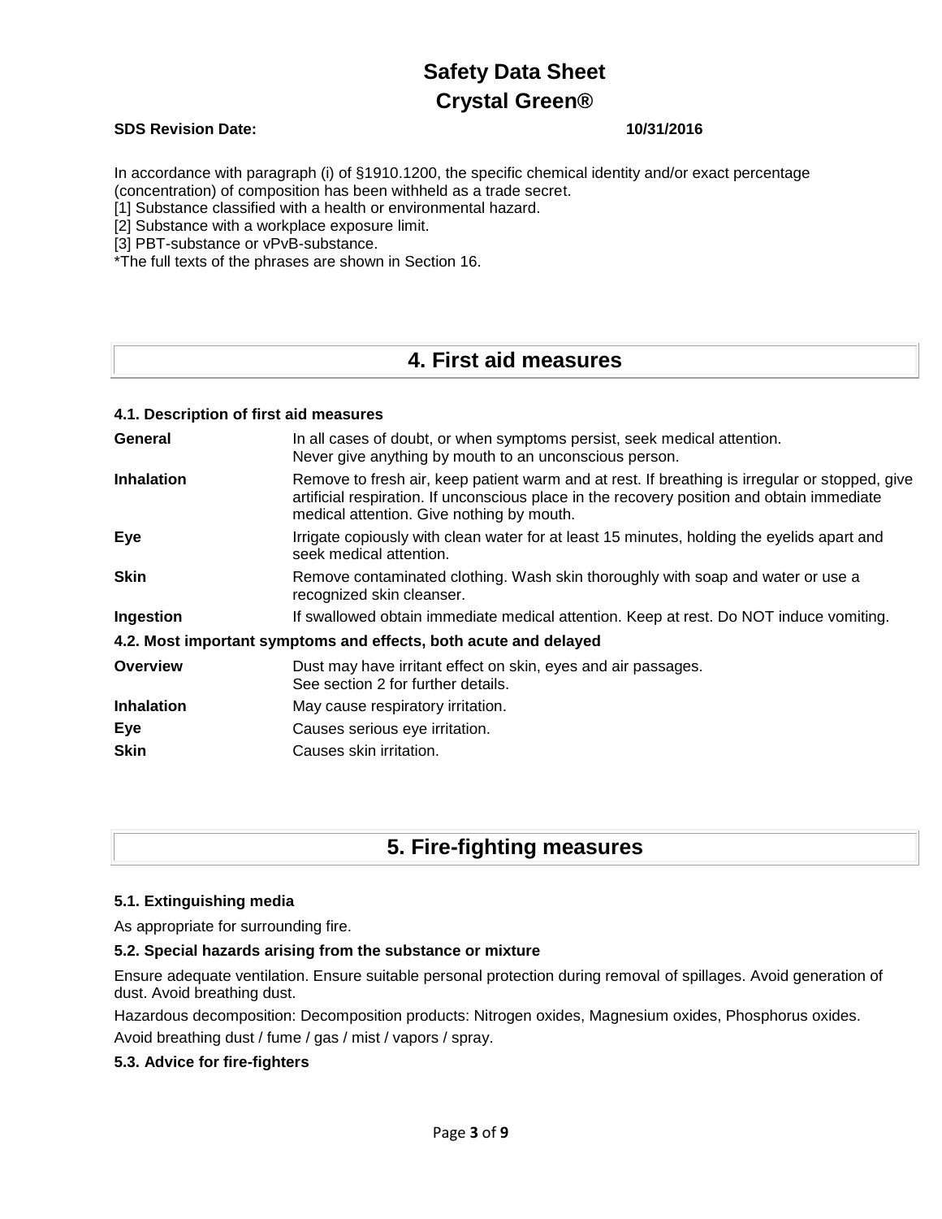In accordance with paragraph (i) of §1910.1200, the specific chemical identity and/or exact percentage (concentration) of composition has been withheld as a trade secret.
[1] Substance classified with a health or environmental hazard.
[2] Substance with a workplace exposure limit.
[3] PBT-substance or vPvB-substance.
*The full texts of the phrases are shown in Section 16.

# 4. First aid measures

### 4.1. Description of first aid measures

**General**
In all cases of doubt, or when symptoms persist, seek medical attention.
Never give anything by mouth to an unconscious person.

**Inhalation**
Remove to fresh air, keep patient warm and at rest. If breathing is irregular or stopped, give artificial respiration. If unconscious place in the recovery position and obtain immediate medical attention. Give nothing by mouth.

**Eye**
Irrigate copiously with clean water for at least 15 minutes, holding the eyelids apart and seek medical attention.

**Skin**
Remove contaminated clothing. Wash skin thoroughly with soap and water or use a recognized skin cleanser.

**Ingestion**
If swallowed obtain immediate medical attention. Keep at rest. Do NOT induce vomiting.

### 4.2. Most important symptoms and effects, both acute and delayed

**Overview**
Dust may have irritant effect on skin, eyes and air passages.
See section 2 for further details.

**Inhalation**
May cause respiratory irritation.

**Eye**
Causes serious eye irritation.

**Skin**
Causes skin irritation.

# 5. Fire-fighting measures

### 5.1. Extinguishing media

As appropriate for surrounding fire.

### 5.2. Special hazards arising from the substance or mixture

Ensure adequate ventilation. Ensure suitable personal protection during removal of spillages. Avoid generation of dust. Avoid breathing dust.

Hazardous decomposition: Decomposition products: Nitrogen oxides, Magnesium oxides, Phosphorus oxides.

Avoid breathing dust / fume / gas / mist / vapors / spray.

### 5.3. Advice for fire-fighters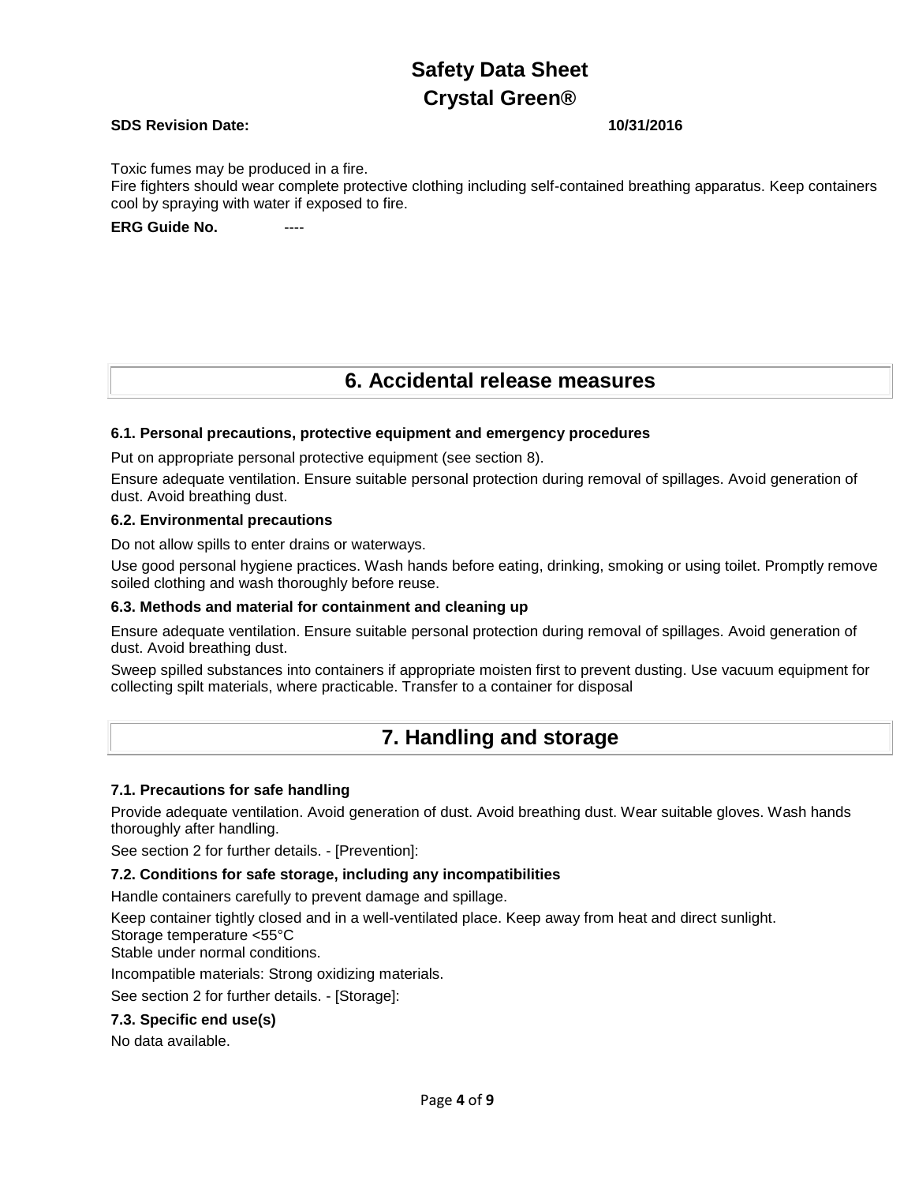Toxic fumes may be produced in a fire.

Fire fighters should wear complete protective clothing including self-contained breathing apparatus. Keep containers cool by spraying with water if exposed to fire.

**ERG Guide No.** ----

## 6. Accidental release measures

### 6.1. Personal precautions, protective equipment and emergency procedures

Put on appropriate personal protective equipment (see section 8).

Ensure adequate ventilation. Ensure suitable personal protection during removal of spillages. Avoid generation of dust. Avoid breathing dust.

### 6.2. Environmental precautions

Do not allow spills to enter drains or waterways.

Use good personal hygiene practices. Wash hands before eating, drinking, smoking or using toilet. Promptly remove soiled clothing and wash thoroughly before reuse.

### 6.3. Methods and material for containment and cleaning up

Ensure adequate ventilation. Ensure suitable personal protection during removal of spillages. Avoid generation of dust. Avoid breathing dust.

Sweep spilled substances into containers if appropriate moisten first to prevent dusting. Use vacuum equipment for collecting spilt materials, where practicable. Transfer to a container for disposal

## 7. Handling and storage

### 7.1. Precautions for safe handling

Provide adequate ventilation. Avoid generation of dust. Avoid breathing dust. Wear suitable gloves. Wash hands thoroughly after handling.

See section 2 for further details. - [Prevention]:

### 7.2. Conditions for safe storage, including any incompatibilities

Handle containers carefully to prevent damage and spillage.

Keep container tightly closed and in a well-ventilated place. Keep away from heat and direct sunlight.
Storage temperature <55°C
Stable under normal conditions.

Incompatible materials: Strong oxidizing materials.

See section 2 for further details. - [Storage]:

### 7.3. Specific end use(s)

No data available.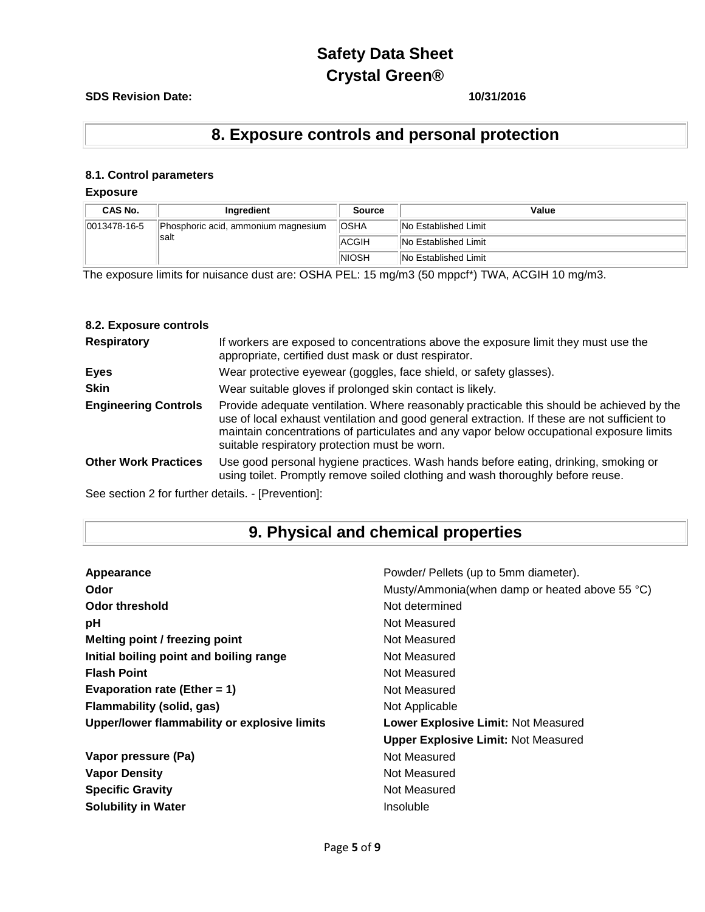# Safety Data Sheet
# Crystal Green®

**SDS Revision Date:** **10/31/2016**

## 8. Exposure controls and personal protection

### 8.1. Control parameters

**Exposure**

| CAS No. | Ingredient | Source | Value |
| --- | --- | --- | --- |
| 0013478-16-5 | Phosphoric acid, ammonium magnesium salt | OSHA | No Established Limit |
| | | ACGIH | No Established Limit |
| | | NIOSH | No Established Limit |

The exposure limits for nuisance dust are: OSHA PEL: 15 mg/m3 (50 mppcf*) TWA, ACGIH 10 mg/m3.

### 8.2. Exposure controls

**Respiratory** If workers are exposed to concentrations above the exposure limit they must use the appropriate, certified dust mask or dust respirator.

**Eyes** Wear protective eyewear (goggles, face shield, or safety glasses).

**Skin** Wear suitable gloves if prolonged skin contact is likely.

**Engineering Controls** Provide adequate ventilation. Where reasonably practicable this should be achieved by the use of local exhaust ventilation and good general extraction. If these are not sufficient to maintain concentrations of particulates and any vapor below occupational exposure limits suitable respiratory protection must be worn.

**Other Work Practices** Use good personal hygiene practices. Wash hands before eating, drinking, smoking or using toilet. Promptly remove soiled clothing and wash thoroughly before reuse.

See section 2 for further details. - [Prevention]:

## 9. Physical and chemical properties

**Appearance** Powder/ Pellets (up to 5mm diameter).

**Odor** Musty/Ammonia(when damp or heated above 55 °C)

**Odor threshold** Not determined

**pH** Not Measured

**Melting point / freezing point** Not Measured

**Initial boiling point and boiling range** Not Measured

**Flash Point** Not Measured

**Evaporation rate (Ether = 1)** Not Measured

**Flammability (solid, gas)** Not Applicable

**Upper/lower flammability or explosive limits** **Lower Explosive Limit:** Not Measured
**Upper Explosive Limit:** Not Measured

**Vapor pressure (Pa)** Not Measured

**Vapor Density** Not Measured

**Specific Gravity** Not Measured

**Solubility in Water** Insoluble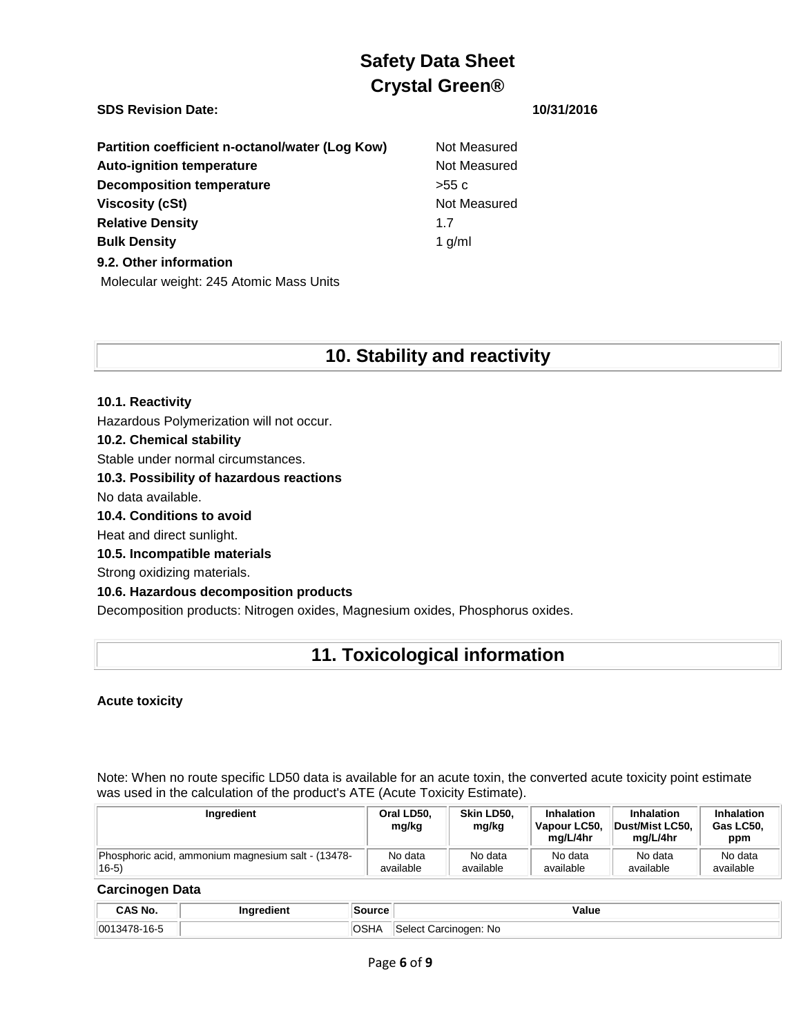| | |
|---|---|
| **Partition coefficient n-octanol/water (Log Kow)** | Not Measured |
| **Auto-ignition temperature** | Not Measured |
| **Decomposition temperature** | >55 c |
| **Viscosity (cSt)** | Not Measured |
| **Relative Density** | 1.7 |
| **Bulk Density** | 1 g/ml |

**9.2. Other information**

Molecular weight: 245 Atomic Mass Units

## 10. Stability and reactivity

**10.1. Reactivity**

Hazardous Polymerization will not occur.

**10.2. Chemical stability**

Stable under normal circumstances.

**10.3. Possibility of hazardous reactions**

No data available.

**10.4. Conditions to avoid**

Heat and direct sunlight.

**10.5. Incompatible materials**

Strong oxidizing materials.

**10.6. Hazardous decomposition products**

Decomposition products: Nitrogen oxides, Magnesium oxides, Phosphorus oxides.

## 11. Toxicological information

**Acute toxicity**

Note: When no route specific LD50 data is available for an acute toxin, the converted acute toxicity point estimate was used in the calculation of the product's ATE (Acute Toxicity Estimate).

| Ingredient | Oral LD50, mg/kg | Skin LD50, mg/kg | Inhalation Vapour LC50, mg/L/4hr | Inhalation Dust/Mist LC50, mg/L/4hr | Inhalation Gas LC50, ppm |
|---|---|---|---|---|---|
| Phosphoric acid, ammonium magnesium salt - (13478-16-5) | No data available | No data available | No data available | No data available | No data available |

**Carcinogen Data**

| CAS No. | Ingredient | Source | Value |
|---|---|---|---|
| 0013478-16-5 | | OSHA | Select Carcinogen: No |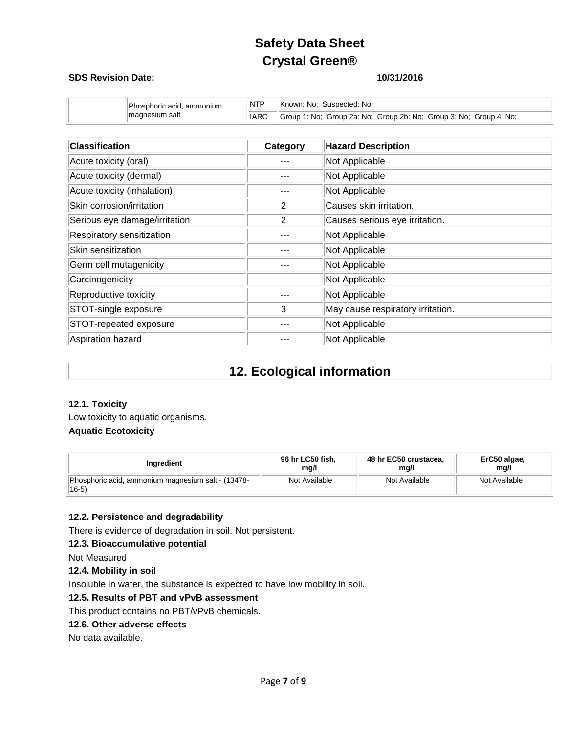| | Phosphoric acid, ammonium magnesium salt | NTP | Known: No; Suspected: No |
|---|---|---|---|
| | | IARC | Group 1: No; Group 2a: No; Group 2b: No; Group 3: No; Group 4: No; |

| Classification | Category | Hazard Description |
|---|---|---|
| Acute toxicity (oral) | --- | Not Applicable |
| Acute toxicity (dermal) | --- | Not Applicable |
| Acute toxicity (inhalation) | --- | Not Applicable |
| Skin corrosion/irritation | 2 | Causes skin irritation. |
| Serious eye damage/irritation | 2 | Causes serious eye irritation. |
| Respiratory sensitization | --- | Not Applicable |
| Skin sensitization | --- | Not Applicable |
| Germ cell mutagenicity | --- | Not Applicable |
| Carcinogenicity | --- | Not Applicable |
| Reproductive toxicity | --- | Not Applicable |
| STOT-single exposure | 3 | May cause respiratory irritation. |
| STOT-repeated exposure | --- | Not Applicable |
| Aspiration hazard | --- | Not Applicable |

## 12. Ecological information

**12.1. Toxicity**

Low toxicity to aquatic organisms.

**Aquatic Ecotoxicity**

| Ingredient | 96 hr LC50 fish, mg/l | 48 hr EC50 crustacea, mg/l | ErC50 algae, mg/l |
|---|---|---|---|
| Phosphoric acid, ammonium magnesium salt - (13478-16-5) | Not Available | Not Available | Not Available |

**12.2. Persistence and degradability**

There is evidence of degradation in soil. Not persistent.

**12.3. Bioaccumulative potential**

Not Measured

**12.4. Mobility in soil**

Insoluble in water, the substance is expected to have low mobility in soil.

**12.5. Results of PBT and vPvB assessment**

This product contains no PBT/vPvB chemicals.

**12.6. Other adverse effects**

No data available.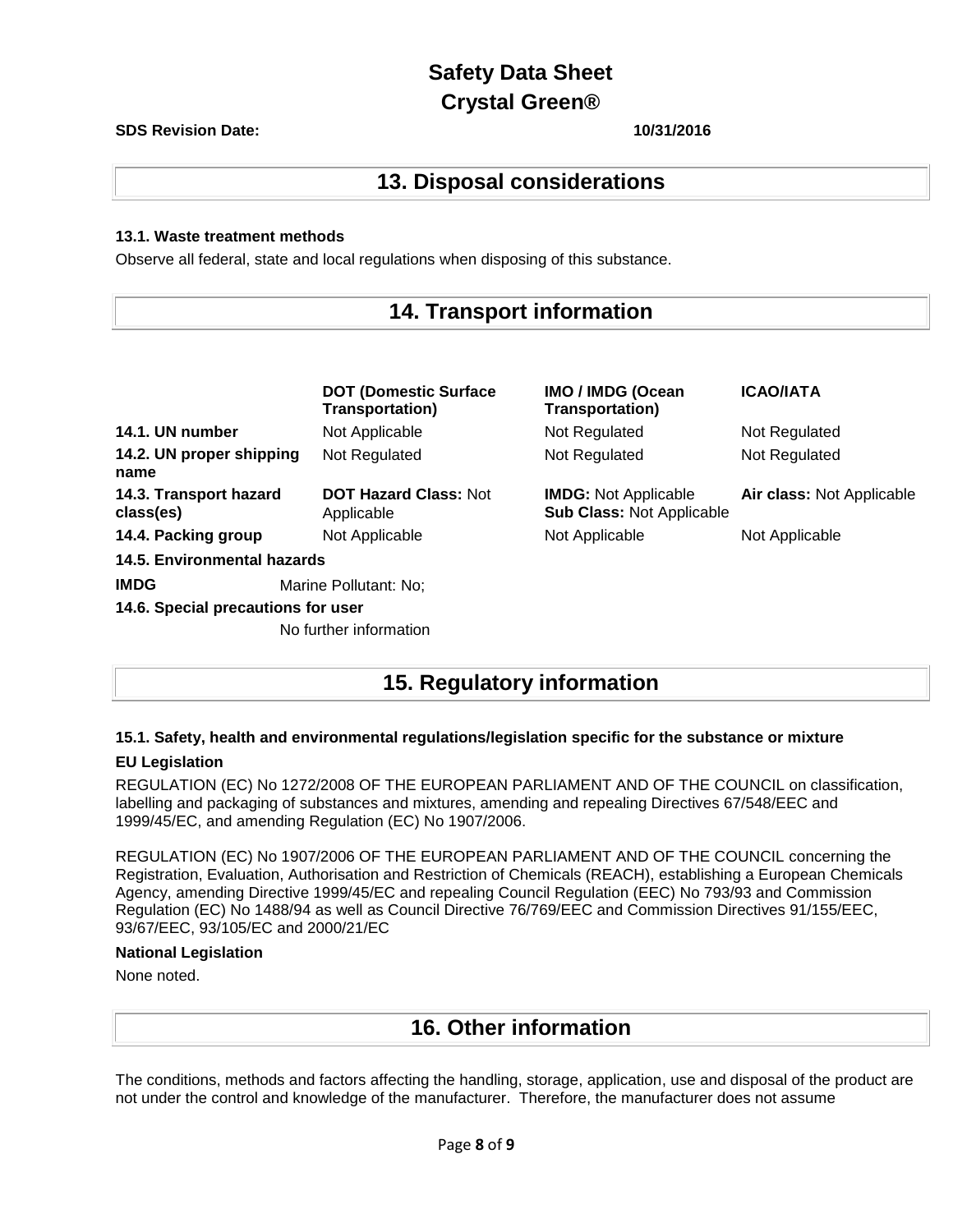## 13. Disposal considerations

### 13.1. Waste treatment methods

Observe all federal, state and local regulations when disposing of this substance.

## 14. Transport information

| | DOT (Domestic Surface Transportation) | IMO / IMDG (Ocean Transportation) | ICAO/IATA |
|---|---|---|---|
| **14.1. UN number** | Not Applicable | Not Regulated | Not Regulated |
| **14.2. UN proper shipping name** | Not Regulated | Not Regulated | Not Regulated |
| **14.3. Transport hazard class(es)** | **DOT Hazard Class:** Not Applicable | **IMDG:** Not Applicable **Sub Class:** Not Applicable | **Air class:** Not Applicable |
| **14.4. Packing group** | Not Applicable | Not Applicable | Not Applicable |

**14.5. Environmental hazards**

**IMDG** Marine Pollutant: No;

**14.6. Special precautions for user**

No further information

## 15. Regulatory information

### 15.1. Safety, health and environmental regulations/legislation specific for the substance or mixture

**EU Legislation**

REGULATION (EC) No 1272/2008 OF THE EUROPEAN PARLIAMENT AND OF THE COUNCIL on classification, labelling and packaging of substances and mixtures, amending and repealing Directives 67/548/EEC and 1999/45/EC, and amending Regulation (EC) No 1907/2006.

REGULATION (EC) No 1907/2006 OF THE EUROPEAN PARLIAMENT AND OF THE COUNCIL concerning the Registration, Evaluation, Authorisation and Restriction of Chemicals (REACH), establishing a European Chemicals Agency, amending Directive 1999/45/EC and repealing Council Regulation (EEC) No 793/93 and Commission Regulation (EC) No 1488/94 as well as Council Directive 76/769/EEC and Commission Directives 91/155/EEC, 93/67/EEC, 93/105/EC and 2000/21/EC

**National Legislation**

None noted.

## 16. Other information

The conditions, methods and factors affecting the handling, storage, application, use and disposal of the product are not under the control and knowledge of the manufacturer. Therefore, the manufacturer does not assume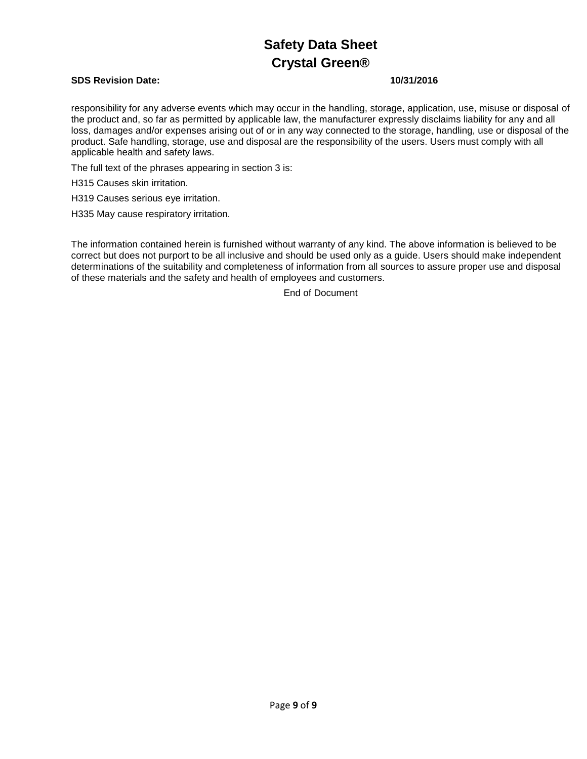responsibility for any adverse events which may occur in the handling, storage, application, use, misuse or disposal of the product and, so far as permitted by applicable law, the manufacturer expressly disclaims liability for any and all loss, damages and/or expenses arising out of or in any way connected to the storage, handling, use or disposal of the product. Safe handling, storage, use and disposal are the responsibility of the users. Users must comply with all applicable health and safety laws.

The full text of the phrases appearing in section 3 is:

H315 Causes skin irritation.

H319 Causes serious eye irritation.

H335 May cause respiratory irritation.

The information contained herein is furnished without warranty of any kind. The above information is believed to be correct but does not purport to be all inclusive and should be used only as a guide. Users should make independent determinations of the suitability and completeness of information from all sources to assure proper use and disposal of these materials and the safety and health of employees and customers.

End of Document